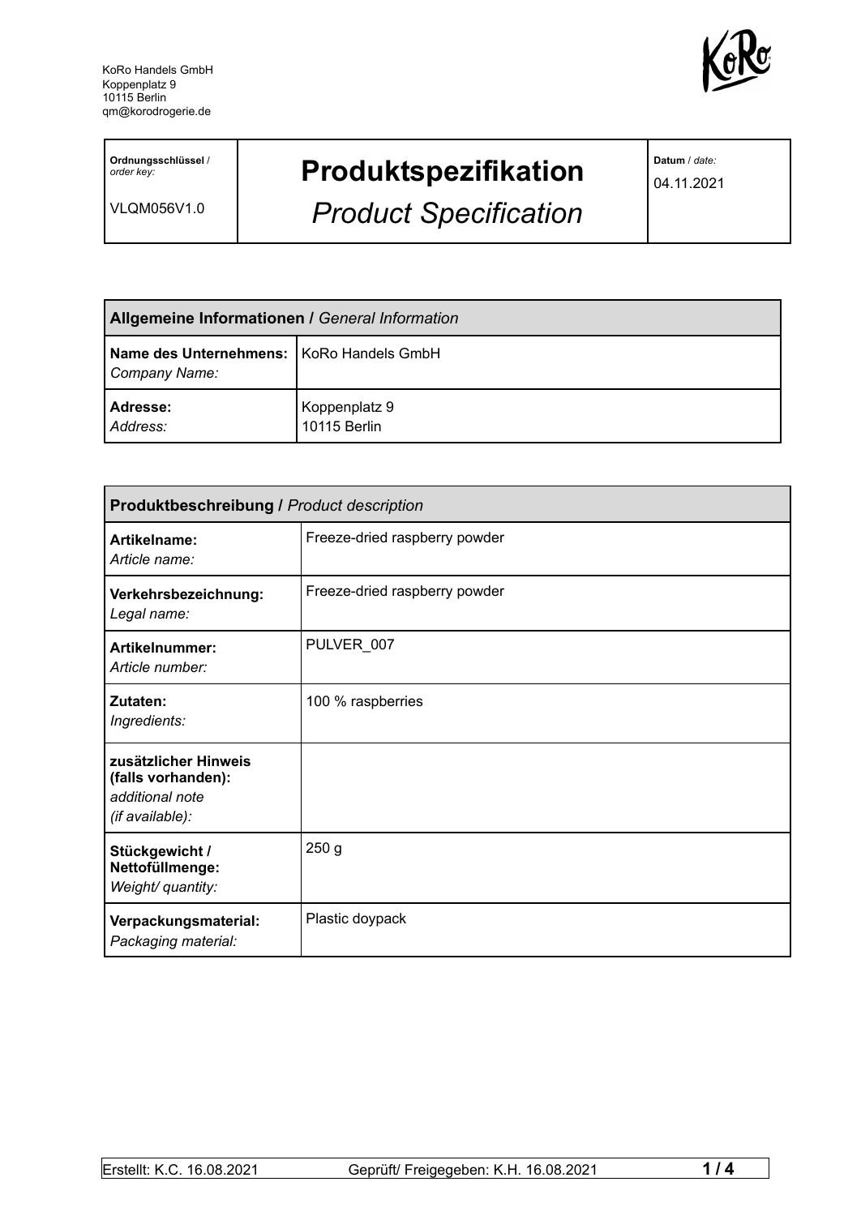KoRo Handels GmbH
Koppenplatz 9
10115 Berlin
qm@korodrogerie.de

| **Ordnungsschlüssel** / *order key:* VLQM056V1.0 | **Produktspezifikation** *Product Specification* | **Datum** / *date:* 04.11.2021 |
|---|---|---|

| **Allgemeine Informationen /** *General Information* | |
|---|---|
| **Name des Unternehmens:** *Company Name:* | KoRo Handels GmbH |
| **Adresse:** *Address:* | Koppenplatz 9 10115 Berlin |

| **Produktbeschreibung /** *Product description* | |
|---|---|
| **Artikelname:** *Article name:* | Freeze-dried raspberry powder |
| **Verkehrsbezeichnung:** *Legal name:* | Freeze-dried raspberry powder |
| **Artikelnummer:** *Article number:* | PULVER_007 |
| **Zutaten:** *Ingredients:* | 100 % raspberries |
| **zusätzlicher Hinweis (falls vorhanden):** *additional note (if available):* | |
| **Stückgewicht / Nettofüllmenge:** *Weight/ quantity:* | 250 g |
| **Verpackungsmaterial:** *Packaging material:* | Plastic doypack |

Erstellt: K.C. 16.08.2021 Geprüft/ Freigegeben: K.H. 16.08.2021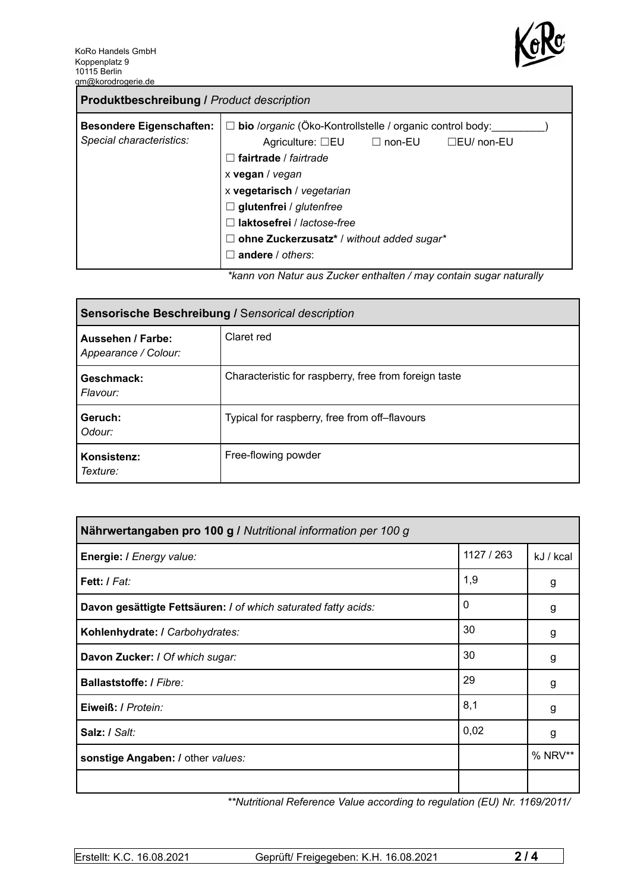KoRo Handels GmbH
Koppenplatz 9
10115 Berlin
qm@korodrogerie.de

| **Produktbeschreibung /** *Product description* | |
|---|---|
| **Besondere Eigenschaften:** *Special characteristics:* | ☐ **bio** /*organic* (Öko-Kontrollstelle / organic control body:_________) Agriculture: ☐EU ☐ non-EU ☐EU/ non-EU<br>☐ **fairtrade** / *fairtrade*<br>x **vegan** / *vegan*<br>x **vegetarisch** / *vegetarian*<br>☐ **glutenfrei** / *glutenfree*<br>☐ **laktosefrei** / *lactose-free*<br>☐ **ohne Zuckerzusatz*** / *without added sugar**<br>☐ **andere** / *others*: |

*\*kann von Natur aus Zucker enthalten / may contain sugar naturally*

| **Sensorische Beschreibung /** *Sensorical description* | |
|---|---|
| **Aussehen / Farbe:** *Appearance / Colour:* | Claret red |
| **Geschmack:** *Flavour:* | Characteristic for raspberry, free from foreign taste |
| **Geruch:** *Odour:* | Typical for raspberry, free from off–flavours |
| **Konsistenz:** *Texture:* | Free-flowing powder |

| **Nährwertangaben pro 100 g /** *Nutritional information per 100 g* | | |
|---|---|---|
| **Energie: /** *Energy value:* | 1127 / 263 | kJ / kcal |
| **Fett: /** *Fat:* | 1,9 | g |
| **Davon gesättigte Fettsäuren: /** *of which saturated fatty acids:* | 0 | g |
| **Kohlenhydrate: /** *Carbohydrates:* | 30 | g |
| **Davon Zucker: /** *Of which sugar:* | 30 | g |
| **Ballaststoffe: /** *Fibre:* | 29 | g |
| **Eiweiß: /** *Protein:* | 8,1 | g |
| **Salz: /** *Salt:* | 0,02 | g |
| **sonstige Angaben: /** other *values:* | | % NRV** |
| | | |

*\*\*Nutritional Reference Value according to regulation (EU) Nr. 1169/2011/*

Erstellt: K.C. 16.08.2021 Geprüft/ Freigegeben: K.H. 16.08.2021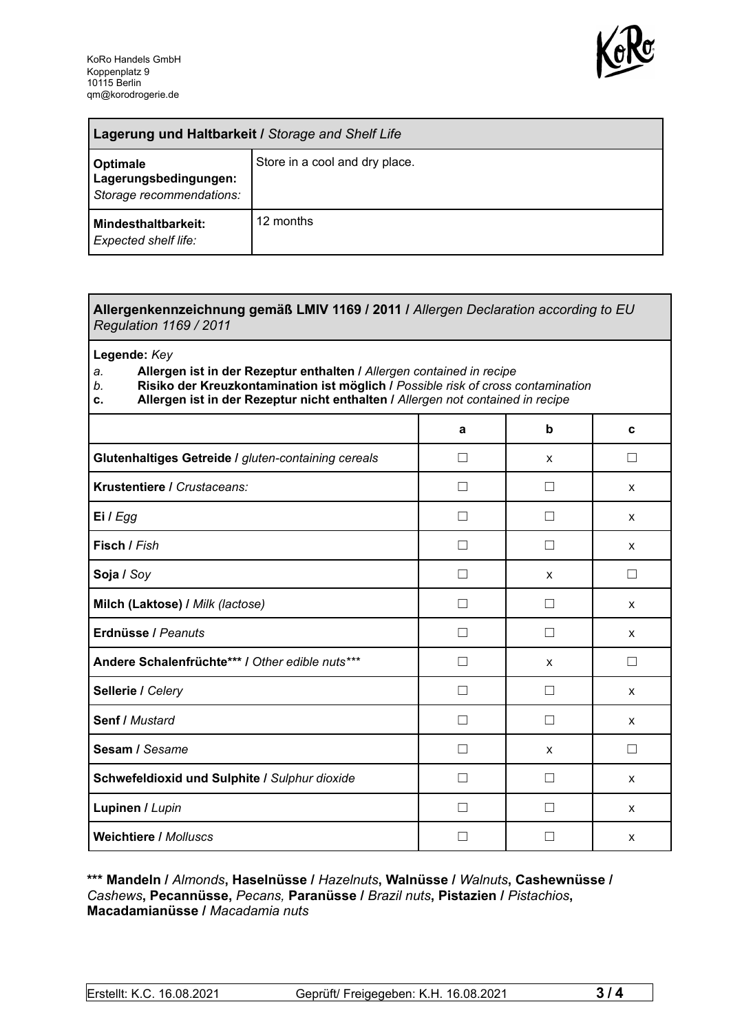KoRo Handels GmbH
Koppenplatz 9
10115 Berlin
qm@korodrogerie.de

| **Lagerung und Haltbarkeit /** *Storage and Shelf Life* | |
|---|---|
| **Optimale Lagerungsbedingungen:** *Storage recommendations:* | Store in a cool and dry place. |
| **Mindesthaltbarkeit:** *Expected shelf life:* | 12 months |

**Allergenkennzeichnung gemäß LMIV 1169 / 2011 /** *Allergen Declaration according to EU Regulation 1169 / 2011*

**Legende:** *Key*

*a.* **Allergen ist in der Rezeptur enthalten /** *Allergen contained in recipe*
*b.* **Risiko der Kreuzkontamination ist möglich /** *Possible risk of cross contamination*
**c.** **Allergen ist in der Rezeptur nicht enthalten /** *Allergen not contained in recipe*

| | a | b | c |
|---|---|---|---|
| **Glutenhaltiges Getreide /** *gluten-containing cereals* | ☐ | x | ☐ |
| **Krustentiere /** *Crustaceans:* | ☐ | ☐ | x |
| **Ei /** *Egg* | ☐ | ☐ | x |
| **Fisch /** *Fish* | ☐ | ☐ | x |
| **Soja /** *Soy* | ☐ | x | ☐ |
| **Milch (Laktose) /** *Milk (lactose)* | ☐ | ☐ | x |
| **Erdnüsse /** *Peanuts* | ☐ | ☐ | x |
| **Andere Schalenfrüchte*** /** *Other edible nuts**** | ☐ | x | ☐ |
| **Sellerie /** *Celery* | ☐ | ☐ | x |
| **Senf /** *Mustard* | ☐ | ☐ | x |
| **Sesam /** *Sesame* | ☐ | x | ☐ |
| **Schwefeldioxid und Sulphite /** *Sulphur dioxide* | ☐ | ☐ | x |
| **Lupinen /** *Lupin* | ☐ | ☐ | x |
| **Weichtiere /** *Molluscs* | ☐ | ☐ | x |

**\*\*\* Mandeln /** *Almonds*, **Haselnüsse /** *Hazelnuts*, **Walnüsse /** *Walnuts*, **Cashewnüsse /** *Cashews*, **Pecannüsse,** *Pecans,* **Paranüsse /** *Brazil nuts*, **Pistazien /** *Pistachios*, **Macadamianüsse /** *Macadamia nuts*

Erstellt: K.C. 16.08.2021 Geprüft/ Freigegeben: K.H. 16.08.2021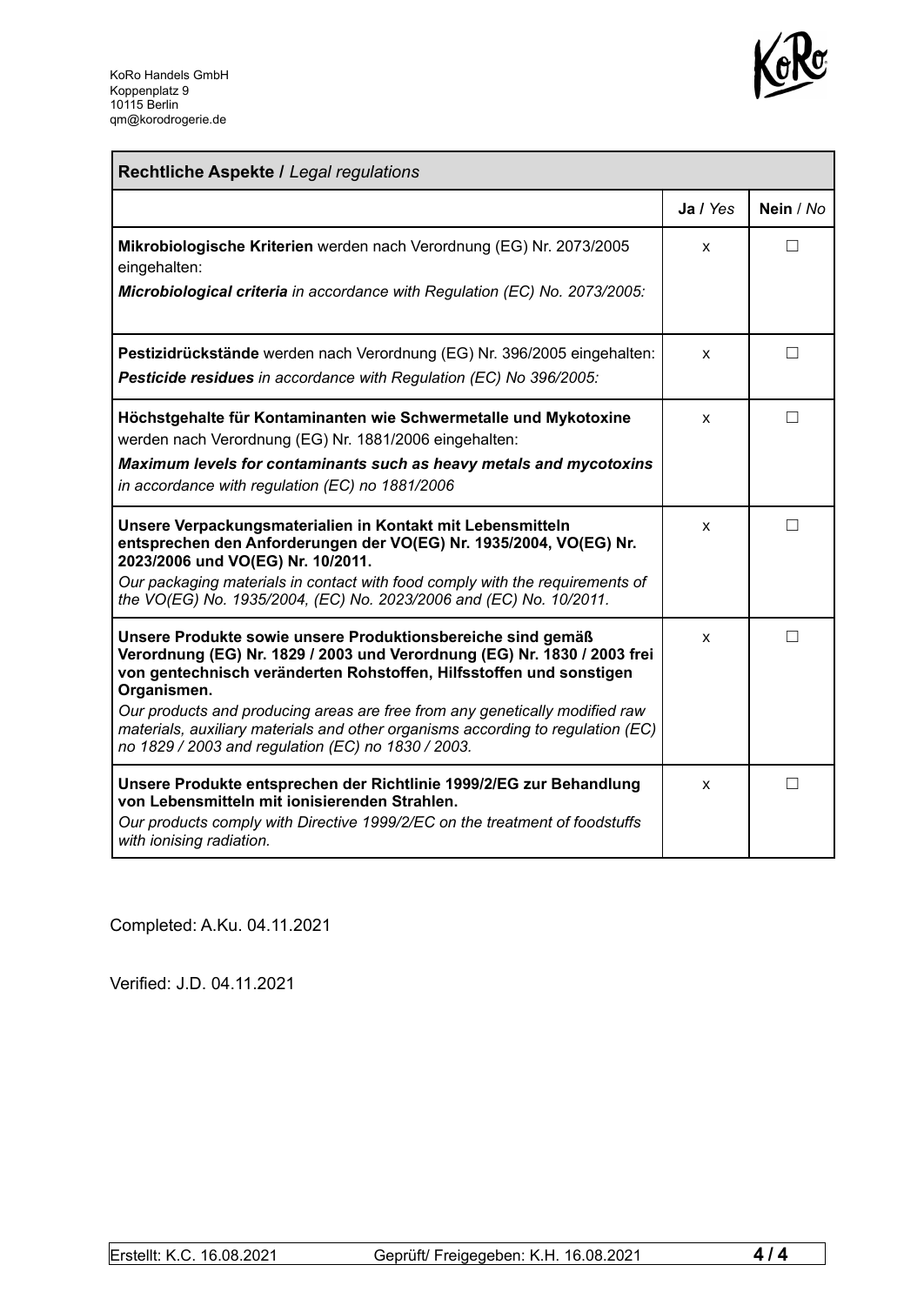KoRo Handels GmbH
Koppenplatz 9
10115 Berlin
qm@korodrogerie.de

| **Rechtliche Aspekte /** *Legal regulations* | | |
|---|---|---|
| | **Ja /** *Yes* | **Nein** / *No* |
| **Mikrobiologische Kriterien** werden nach Verordnung (EG) Nr. 2073/2005 eingehalten:<br>***Microbiological criteria*** *in accordance with Regulation (EC) No. 2073/2005:* | x | ☐ |
| **Pestizidrückstände** werden nach Verordnung (EG) Nr. 396/2005 eingehalten:<br>***Pesticide residues*** *in accordance with Regulation (EC) No 396/2005:* | x | ☐ |
| **Höchstgehalte für Kontaminanten wie Schwermetalle und Mykotoxine** werden nach Verordnung (EG) Nr. 1881/2006 eingehalten:<br>***Maximum levels for contaminants such as heavy metals and mycotoxins*** *in accordance with regulation (EC) no 1881/2006* | x | ☐ |
| **Unsere Verpackungsmaterialien in Kontakt mit Lebensmitteln entsprechen den Anforderungen der VO(EG) Nr. 1935/2004, VO(EG) Nr. 2023/2006 und VO(EG) Nr. 10/2011.**<br>*Our packaging materials in contact with food comply with the requirements of the VO(EG) No. 1935/2004, (EC) No. 2023/2006 and (EC) No. 10/2011.* | x | ☐ |
| **Unsere Produkte sowie unsere Produktionsbereiche sind gemäß Verordnung (EG) Nr. 1829 / 2003 und Verordnung (EG) Nr. 1830 / 2003 frei von gentechnisch veränderten Rohstoffen, Hilfsstoffen und sonstigen Organismen.**<br>*Our products and producing areas are free from any genetically modified raw materials, auxiliary materials and other organisms according to regulation (EC) no 1829 / 2003 and regulation (EC) no 1830 / 2003.* | x | ☐ |
| **Unsere Produkte entsprechen der Richtlinie 1999/2/EG zur Behandlung von Lebensmitteln mit ionisierenden Strahlen.**<br>*Our products comply with Directive 1999/2/EC on the treatment of foodstuffs with ionising radiation.* | x | ☐ |

Completed: A.Ku. 04.11.2021

Verified: J.D. 04.11.2021

Erstellt: K.C. 16.08.2021 Geprüft/ Freigegeben: K.H. 16.08.2021